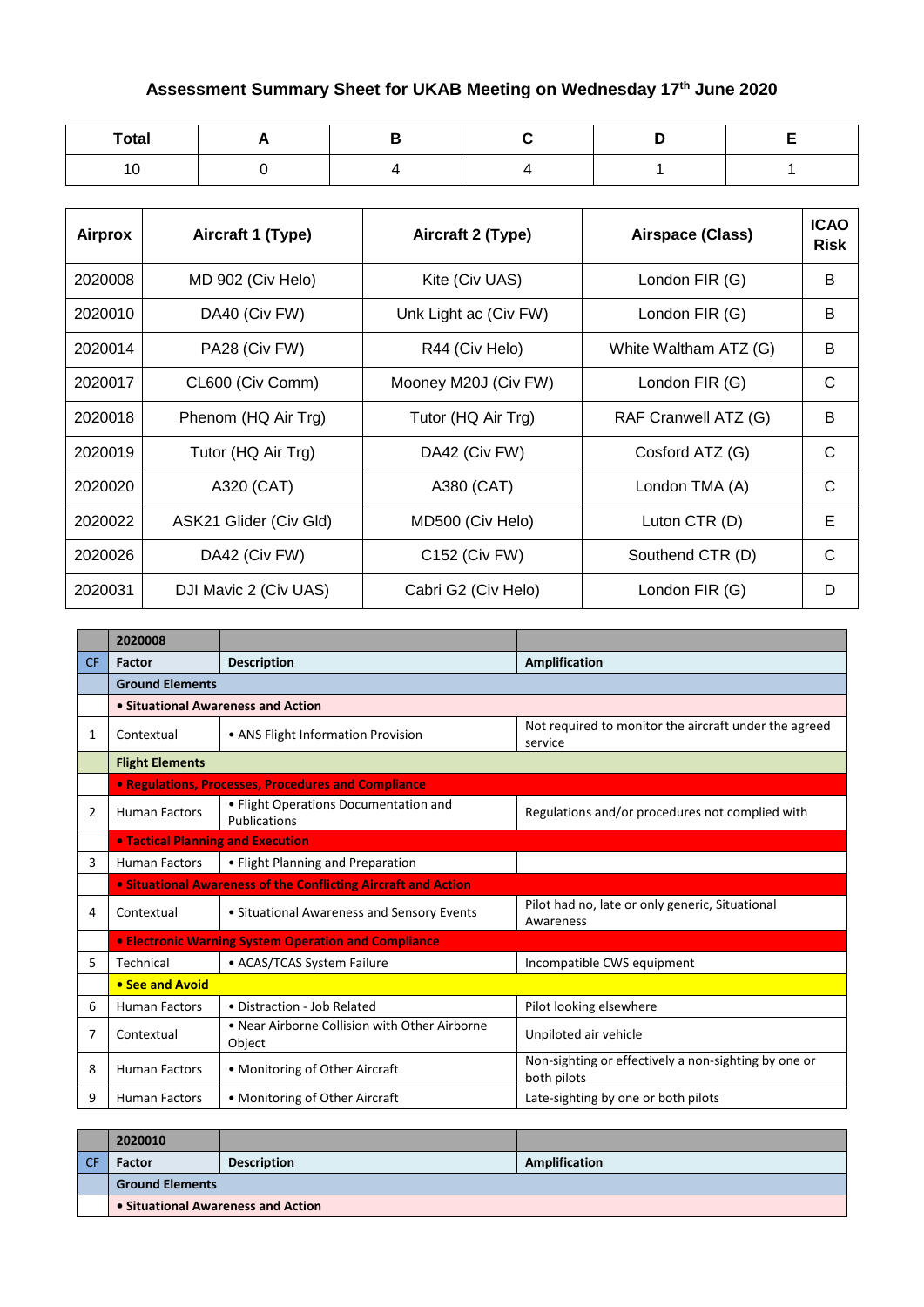# Assessment Summary Sheet for UKAB Meeting on Wednesday 17th June 2020

| Total | A | B | C | D | E |
|---|---|---|---|---|---|
| 10 | 0 | 4 | 4 | 1 | 1 |

| Airprox | Aircraft 1 (Type) | Aircraft 2 (Type) | Airspace (Class) | ICAO Risk |
|---|---|---|---|---|
| 2020008 | MD 902 (Civ Helo) | Kite (Civ UAS) | London FIR (G) | B |
| 2020010 | DA40 (Civ FW) | Unk Light ac (Civ FW) | London FIR (G) | B |
| 2020014 | PA28 (Civ FW) | R44 (Civ Helo) | White Waltham ATZ (G) | B |
| 2020017 | CL600 (Civ Comm) | Mooney M20J (Civ FW) | London FIR (G) | C |
| 2020018 | Phenom (HQ Air Trg) | Tutor (HQ Air Trg) | RAF Cranwell ATZ (G) | B |
| 2020019 | Tutor (HQ Air Trg) | DA42 (Civ FW) | Cosford ATZ (G) | C |
| 2020020 | A320 (CAT) | A380 (CAT) | London TMA (A) | C |
| 2020022 | ASK21 Glider (Civ Gld) | MD500 (Civ Helo) | Luton CTR (D) | E |
| 2020026 | DA42 (Civ FW) | C152 (Civ FW) | Southend CTR (D) | C |
| 2020031 | DJI Mavic 2 (Civ UAS) | Cabri G2 (Civ Helo) | London FIR (G) | D |

| | 2020008 | | |
|---|---|---|---|
| CF | Factor | Description | Amplification |
| | Ground Elements | | |
| | • Situational Awareness and Action | | |
| 1 | Contextual | • ANS Flight Information Provision | Not required to monitor the aircraft under the agreed service |
| | Flight Elements | | |
| | • Regulations, Processes, Procedures and Compliance | | |
| 2 | Human Factors | • Flight Operations Documentation and Publications | Regulations and/or procedures not complied with |
| | • Tactical Planning and Execution | | |
| 3 | Human Factors | • Flight Planning and Preparation | |
| | • Situational Awareness of the Conflicting Aircraft and Action | | |
| 4 | Contextual | • Situational Awareness and Sensory Events | Pilot had no, late or only generic, Situational Awareness |
| | • Electronic Warning System Operation and Compliance | | |
| 5 | Technical | • ACAS/TCAS System Failure | Incompatible CWS equipment |
| | • See and Avoid | | |
| 6 | Human Factors | • Distraction - Job Related | Pilot looking elsewhere |
| 7 | Contextual | • Near Airborne Collision with Other Airborne Object | Unpiloted air vehicle |
| 8 | Human Factors | • Monitoring of Other Aircraft | Non-sighting or effectively a non-sighting by one or both pilots |
| 9 | Human Factors | • Monitoring of Other Aircraft | Late-sighting by one or both pilots |

| | 2020010 | | |
|---|---|---|---|
| CF | Factor | Description | Amplification |
| | Ground Elements | | |
| | • Situational Awareness and Action | | |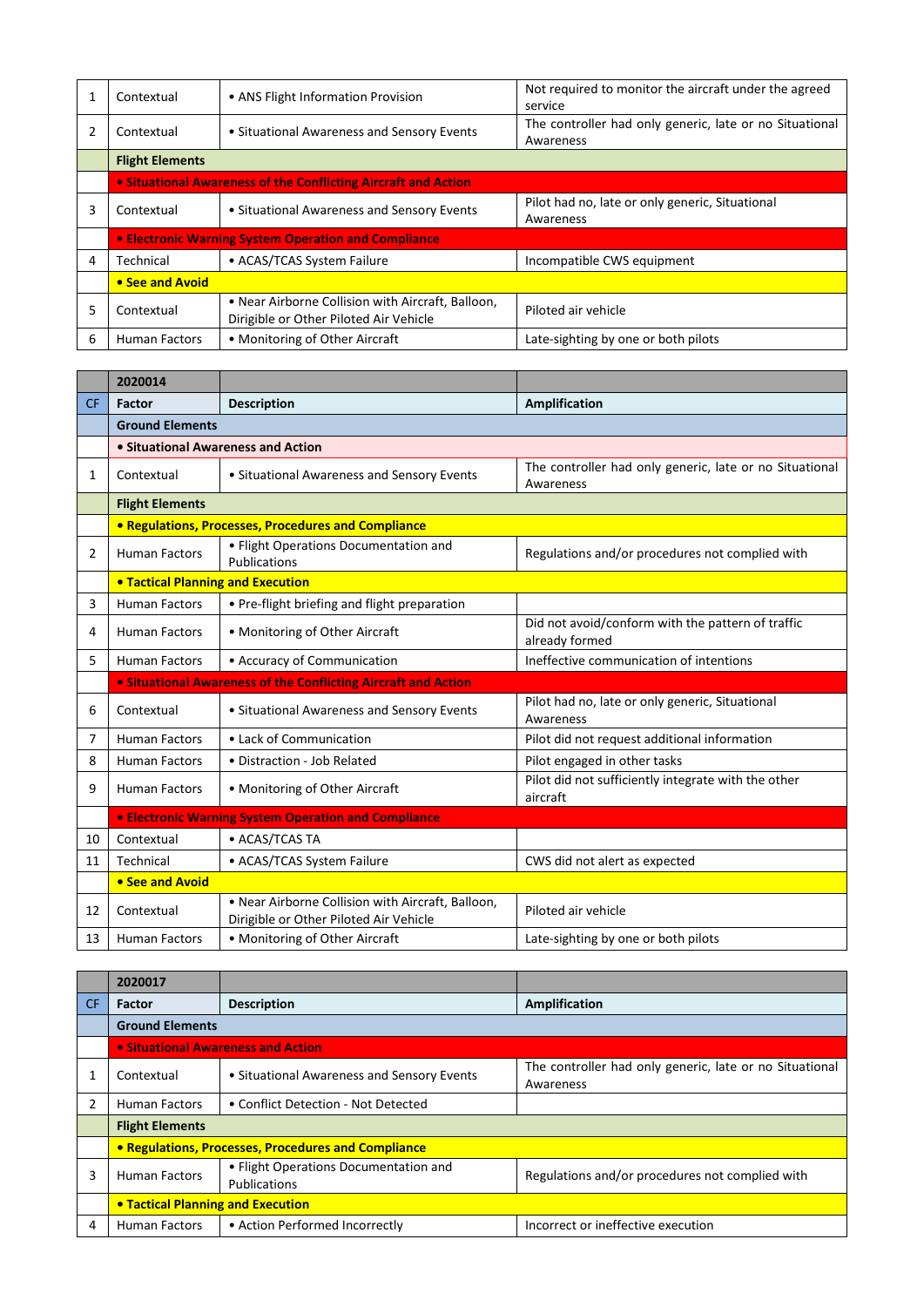| | | | |
|---|---|---|---|
| 1 | Contextual | • ANS Flight Information Provision | Not required to monitor the aircraft under the agreed service |
| 2 | Contextual | • Situational Awareness and Sensory Events | The controller had only generic, late or no Situational Awareness |
| | **Flight Elements** | | |
| | **• Situational Awareness of the Conflicting Aircraft and Action** | | |
| 3 | Contextual | • Situational Awareness and Sensory Events | Pilot had no, late or only generic, Situational Awareness |
| | **• Electronic Warning System Operation and Compliance** | | |
| 4 | Technical | • ACAS/TCAS System Failure | Incompatible CWS equipment |
| | **• See and Avoid** | | |
| 5 | Contextual | • Near Airborne Collision with Aircraft, Balloon, Dirigible or Other Piloted Air Vehicle | Piloted air vehicle |
| 6 | Human Factors | • Monitoring of Other Aircraft | Late-sighting by one or both pilots |

| | 2020014 | | |
|---|---|---|---|
| CF | **Factor** | **Description** | **Amplification** |
| | **Ground Elements** | | |
| | **• Situational Awareness and Action** | | |
| 1 | Contextual | • Situational Awareness and Sensory Events | The controller had only generic, late or no Situational Awareness |
| | **Flight Elements** | | |
| | **• Regulations, Processes, Procedures and Compliance** | | |
| 2 | Human Factors | • Flight Operations Documentation and Publications | Regulations and/or procedures not complied with |
| | **• Tactical Planning and Execution** | | |
| 3 | Human Factors | • Pre-flight briefing and flight preparation | |
| 4 | Human Factors | • Monitoring of Other Aircraft | Did not avoid/conform with the pattern of traffic already formed |
| 5 | Human Factors | • Accuracy of Communication | Ineffective communication of intentions |
| | **• Situational Awareness of the Conflicting Aircraft and Action** | | |
| 6 | Contextual | • Situational Awareness and Sensory Events | Pilot had no, late or only generic, Situational Awareness |
| 7 | Human Factors | • Lack of Communication | Pilot did not request additional information |
| 8 | Human Factors | • Distraction - Job Related | Pilot engaged in other tasks |
| 9 | Human Factors | • Monitoring of Other Aircraft | Pilot did not sufficiently integrate with the other aircraft |
| | **• Electronic Warning System Operation and Compliance** | | |
| 10 | Contextual | • ACAS/TCAS TA | |
| 11 | Technical | • ACAS/TCAS System Failure | CWS did not alert as expected |
| | **• See and Avoid** | | |
| 12 | Contextual | • Near Airborne Collision with Aircraft, Balloon, Dirigible or Other Piloted Air Vehicle | Piloted air vehicle |
| 13 | Human Factors | • Monitoring of Other Aircraft | Late-sighting by one or both pilots |

| | 2020017 | | |
|---|---|---|---|
| CF | **Factor** | **Description** | **Amplification** |
| | **Ground Elements** | | |
| | **• Situational Awareness and Action** | | |
| 1 | Contextual | • Situational Awareness and Sensory Events | The controller had only generic, late or no Situational Awareness |
| 2 | Human Factors | • Conflict Detection - Not Detected | |
| | **Flight Elements** | | |
| | **• Regulations, Processes, Procedures and Compliance** | | |
| 3 | Human Factors | • Flight Operations Documentation and Publications | Regulations and/or procedures not complied with |
| | **• Tactical Planning and Execution** | | |
| 4 | Human Factors | • Action Performed Incorrectly | Incorrect or ineffective execution |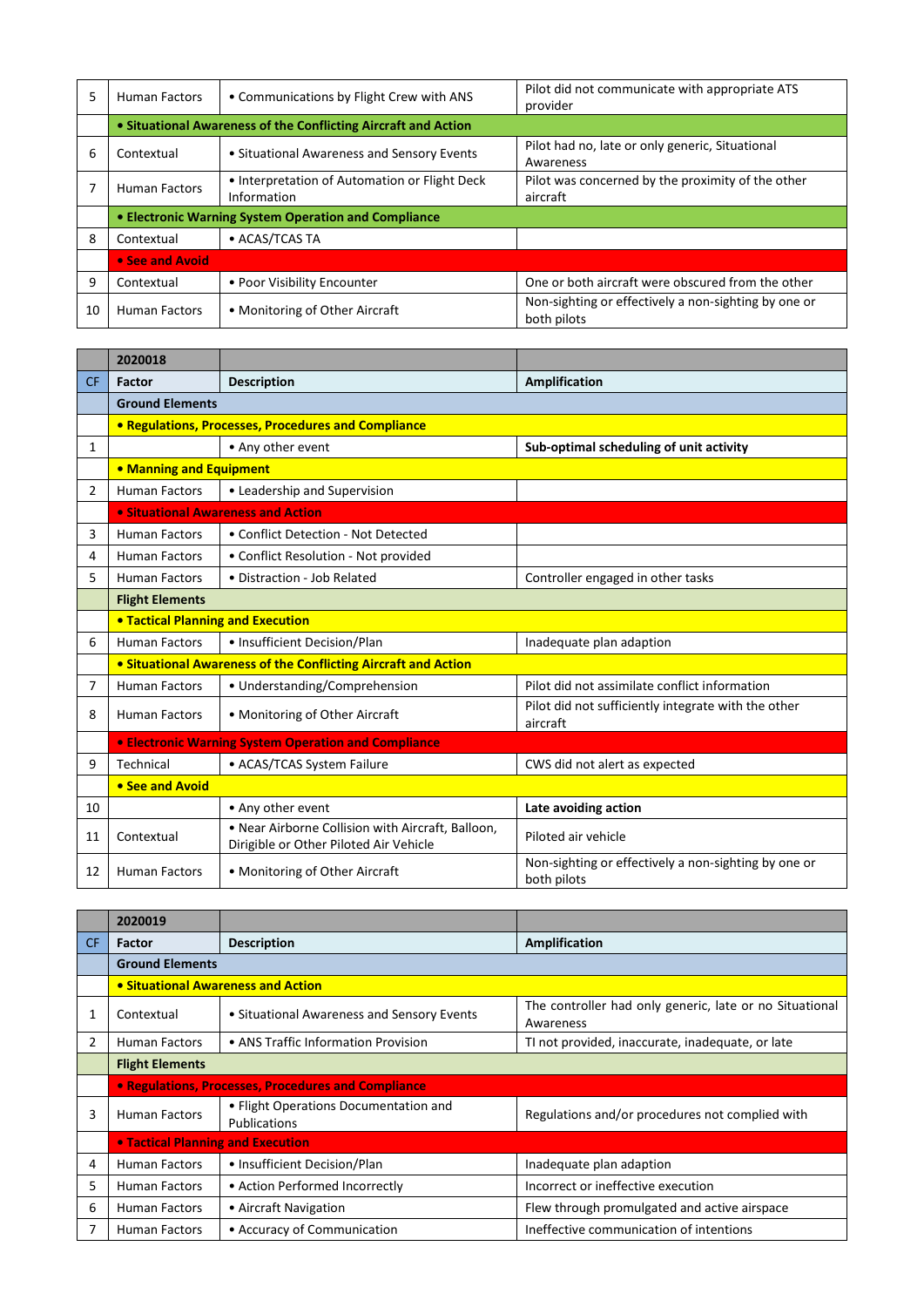| 5 | Human Factors | • Communications by Flight Crew with ANS | Pilot did not communicate with appropriate ATS provider |
|---|---|---|---|
| | **• Situational Awareness of the Conflicting Aircraft and Action** | | |
| 6 | Contextual | • Situational Awareness and Sensory Events | Pilot had no, late or only generic, Situational Awareness |
| 7 | Human Factors | • Interpretation of Automation or Flight Deck Information | Pilot was concerned by the proximity of the other aircraft |
| | **• Electronic Warning System Operation and Compliance** | | |
| 8 | Contextual | • ACAS/TCAS TA | |
| | **• See and Avoid** | | |
| 9 | Contextual | • Poor Visibility Encounter | One or both aircraft were obscured from the other |
| 10 | Human Factors | • Monitoring of Other Aircraft | Non-sighting or effectively a non-sighting by one or both pilots |

| | **2020018** | | |
|---|---|---|---|
| CF | **Factor** | **Description** | **Amplification** |
| | **Ground Elements** | | |
| | **• Regulations, Processes, Procedures and Compliance** | | |
| 1 | | • Any other event | **Sub-optimal scheduling of unit activity** |
| | **• Manning and Equipment** | | |
| 2 | Human Factors | • Leadership and Supervision | |
| | **• Situational Awareness and Action** | | |
| 3 | Human Factors | • Conflict Detection - Not Detected | |
| 4 | Human Factors | • Conflict Resolution - Not provided | |
| 5 | Human Factors | • Distraction - Job Related | Controller engaged in other tasks |
| | **Flight Elements** | | |
| | **• Tactical Planning and Execution** | | |
| 6 | Human Factors | • Insufficient Decision/Plan | Inadequate plan adaption |
| | **• Situational Awareness of the Conflicting Aircraft and Action** | | |
| 7 | Human Factors | • Understanding/Comprehension | Pilot did not assimilate conflict information |
| 8 | Human Factors | • Monitoring of Other Aircraft | Pilot did not sufficiently integrate with the other aircraft |
| | **• Electronic Warning System Operation and Compliance** | | |
| 9 | Technical | • ACAS/TCAS System Failure | CWS did not alert as expected |
| | **• See and Avoid** | | |
| 10 | | • Any other event | **Late avoiding action** |
| 11 | Contextual | • Near Airborne Collision with Aircraft, Balloon, Dirigible or Other Piloted Air Vehicle | Piloted air vehicle |
| 12 | Human Factors | • Monitoring of Other Aircraft | Non-sighting or effectively a non-sighting by one or both pilots |

| | **2020019** | | |
|---|---|---|---|
| CF | **Factor** | **Description** | **Amplification** |
| | **Ground Elements** | | |
| | **• Situational Awareness and Action** | | |
| 1 | Contextual | • Situational Awareness and Sensory Events | The controller had only generic, late or no Situational Awareness |
| 2 | Human Factors | • ANS Traffic Information Provision | TI not provided, inaccurate, inadequate, or late |
| | **Flight Elements** | | |
| | **• Regulations, Processes, Procedures and Compliance** | | |
| 3 | Human Factors | • Flight Operations Documentation and Publications | Regulations and/or procedures not complied with |
| | **• Tactical Planning and Execution** | | |
| 4 | Human Factors | • Insufficient Decision/Plan | Inadequate plan adaption |
| 5 | Human Factors | • Action Performed Incorrectly | Incorrect or ineffective execution |
| 6 | Human Factors | • Aircraft Navigation | Flew through promulgated and active airspace |
| 7 | Human Factors | • Accuracy of Communication | Ineffective communication of intentions |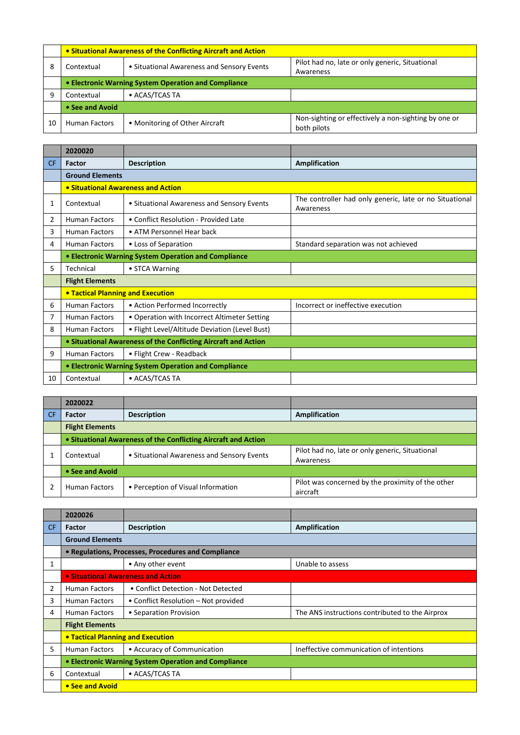| | • Situational Awareness of the Conflicting Aircraft and Action | | |
|---|---|---|---|
| 8 | Contextual | • Situational Awareness and Sensory Events | Pilot had no, late or only generic, Situational Awareness |
| | • Electronic Warning System Operation and Compliance | | |
| 9 | Contextual | • ACAS/TCAS TA | |
| | • See and Avoid | | |
| 10 | Human Factors | • Monitoring of Other Aircraft | Non-sighting or effectively a non-sighting by one or both pilots |

| | 2020020 | | |
|---|---|---|---|
| CF | Factor | Description | Amplification |
| | Ground Elements | | |
| | • Situational Awareness and Action | | |
| 1 | Contextual | • Situational Awareness and Sensory Events | The controller had only generic, late or no Situational Awareness |
| 2 | Human Factors | • Conflict Resolution - Provided Late | |
| 3 | Human Factors | • ATM Personnel Hear back | |
| 4 | Human Factors | • Loss of Separation | Standard separation was not achieved |
| | • Electronic Warning System Operation and Compliance | | |
| 5 | Technical | • STCA Warning | |
| | Flight Elements | | |
| | • Tactical Planning and Execution | | |
| 6 | Human Factors | • Action Performed Incorrectly | Incorrect or ineffective execution |
| 7 | Human Factors | • Operation with Incorrect Altimeter Setting | |
| 8 | Human Factors | • Flight Level/Altitude Deviation (Level Bust) | |
| | • Situational Awareness of the Conflicting Aircraft and Action | | |
| 9 | Human Factors | • Flight Crew - Readback | |
| | • Electronic Warning System Operation and Compliance | | |
| 10 | Contextual | • ACAS/TCAS TA | |

| | 2020022 | | |
|---|---|---|---|
| CF | Factor | Description | Amplification |
| | Flight Elements | | |
| | • Situational Awareness of the Conflicting Aircraft and Action | | |
| 1 | Contextual | • Situational Awareness and Sensory Events | Pilot had no, late or only generic, Situational Awareness |
| | • See and Avoid | | |
| 2 | Human Factors | • Perception of Visual Information | Pilot was concerned by the proximity of the other aircraft |

| | 2020026 | | |
|---|---|---|---|
| CF | Factor | Description | Amplification |
| | Ground Elements | | |
| | • Regulations, Processes, Procedures and Compliance | | |
| 1 | | • Any other event | Unable to assess |
| | • Situational Awareness and Action | | |
| 2 | Human Factors | • Conflict Detection - Not Detected | |
| 3 | Human Factors | • Conflict Resolution – Not provided | |
| 4 | Human Factors | • Separation Provision | The ANS instructions contributed to the Airprox |
| | Flight Elements | | |
| | • Tactical Planning and Execution | | |
| 5 | Human Factors | • Accuracy of Communication | Ineffective communication of intentions |
| | • Electronic Warning System Operation and Compliance | | |
| 6 | Contextual | • ACAS/TCAS TA | |
| | • See and Avoid | | |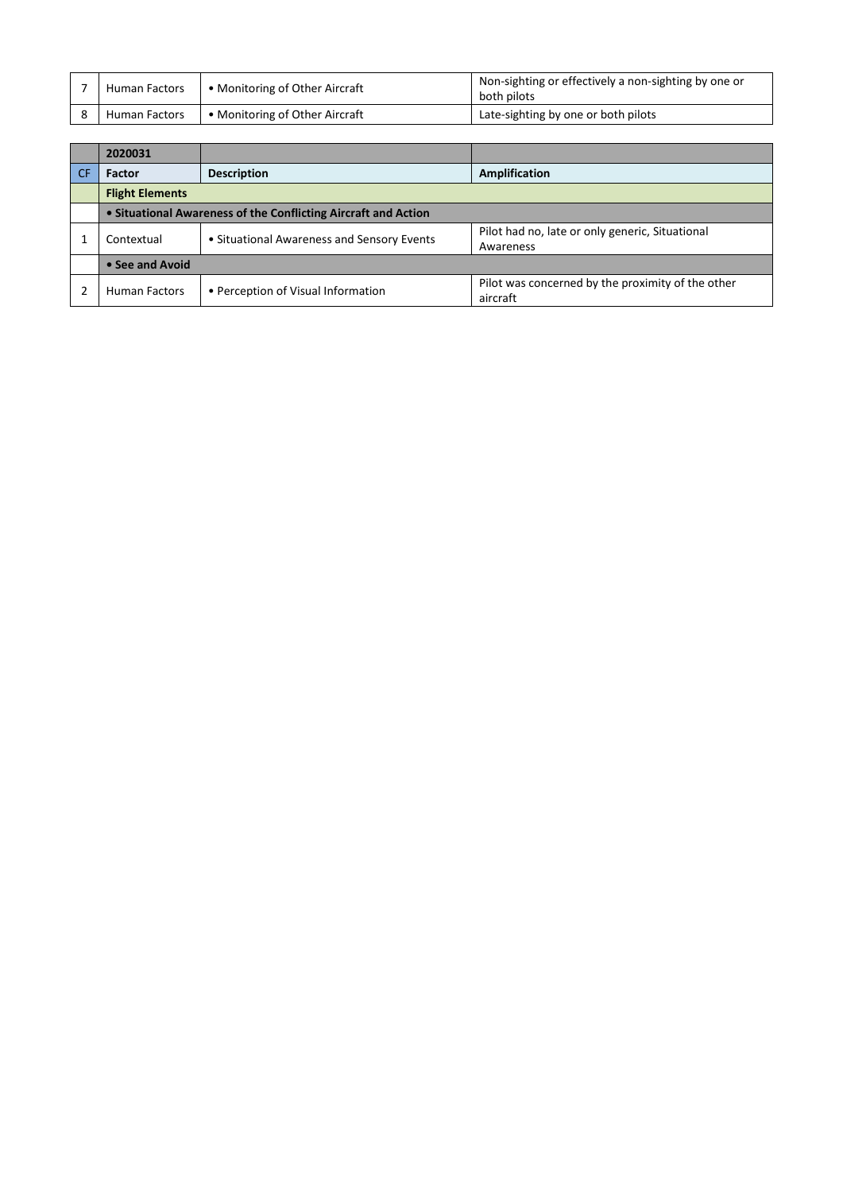| | | | |
|---|---|---|---|
| 7 | Human Factors | • Monitoring of Other Aircraft | Non-sighting or effectively a non-sighting by one or both pilots |
| 8 | Human Factors | • Monitoring of Other Aircraft | Late-sighting by one or both pilots |

| | **2020031** | | |
|---|---|---|---|
| CF | **Factor** | **Description** | **Amplification** |
| | **Flight Elements** | | |
| | **• Situational Awareness of the Conflicting Aircraft and Action** | | |
| 1 | Contextual | • Situational Awareness and Sensory Events | Pilot had no, late or only generic, Situational Awareness |
| | **• See and Avoid** | | |
| 2 | Human Factors | • Perception of Visual Information | Pilot was concerned by the proximity of the other aircraft |